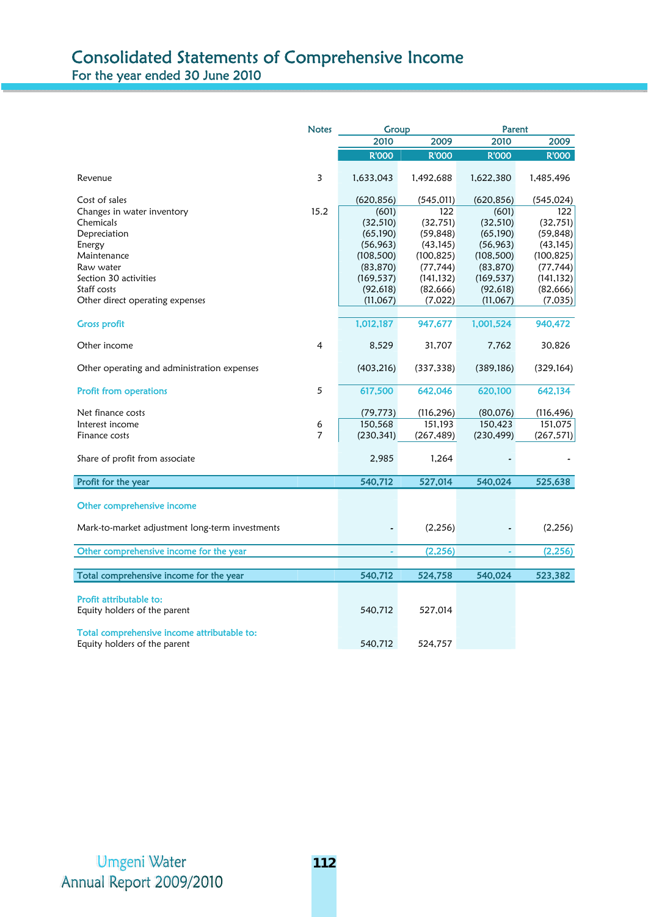# Consolidated Statements of Comprehensive Income

## For the year ended 30 June 2010

| | Notes | Group | | Parent | |
|---|---|---|---|---|---|
| | | 2010 | 2009 | 2010 | 2009 |
| | | R'000 | R'000 | R'000 | R'000 |
| Revenue | 3 | 1,633,043 | 1,492,688 | 1,622,380 | 1,485,496 |
| Cost of sales | | (620,856) | (545,011) | (620,856) | (545,024) |
| Changes in water inventory | 15.2 | (601) | 122 | (601) | 122 |
| Chemicals | | (32,510) | (32,751) | (32,510) | (32,751) |
| Depreciation | | (65,190) | (59,848) | (65,190) | (59,848) |
| Energy | | (56,963) | (43,145) | (56,963) | (43,145) |
| Maintenance | | (108,500) | (100,825) | (108,500) | (100,825) |
| Raw water | | (83,870) | (77,744) | (83,870) | (77,744) |
| Section 30 activities | | (169,537) | (141,132) | (169,537) | (141,132) |
| Staff costs | | (92,618) | (82,666) | (92,618) | (82,666) |
| Other direct operating expenses | | (11,067) | (7,022) | (11,067) | (7,035) |
| **Gross profit** | | **1,012,187** | **947,677** | **1,001,524** | **940,472** |
| Other income | 4 | 8,529 | 31,707 | 7,762 | 30,826 |
| Other operating and administration expenses | | (403,216) | (337,338) | (389,186) | (329,164) |
| **Profit from operations** | 5 | **617,500** | **642,046** | **620,100** | **642,134** |
| Net finance costs | | (79,773) | (116,296) | (80,076) | (116,496) |
| Interest income | 6 | 150,568 | 151,193 | 150,423 | 151,075 |
| Finance costs | 7 | (230,341) | (267,489) | (230,499) | (267,571) |
| Share of profit from associate | | 2,985 | 1,264 | - | - |
| **Profit for the year** | | **540,712** | **527,014** | **540,024** | **525,638** |
| **Other comprehensive income** | | | | | |
| Mark-to-market adjustment long-term investments | | - | (2,256) | - | (2,256) |
| **Other comprehensive income for the year** | | **-** | **(2,256)** | **-** | **(2,256)** |
| **Total comprehensive income for the year** | | **540,712** | **524,758** | **540,024** | **523,382** |
| **Profit attributable to:** | | | | | |
| Equity holders of the parent | | 540,712 | 527,014 | | |
| **Total comprehensive income attributable to:** | | | | | |
| Equity holders of the parent | | 540,712 | 524,757 | | |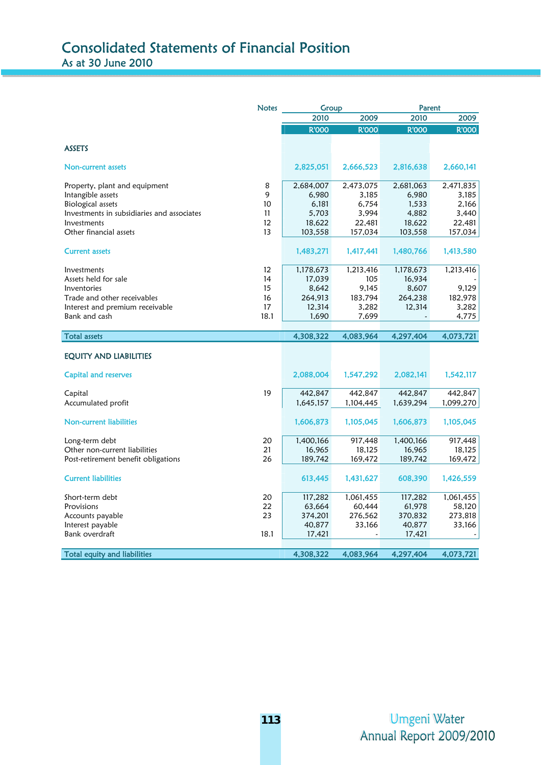# Consolidated Statements of Financial Position

## As at 30 June 2010

| | Notes | Group | | Parent | |
|---|---|---|---|---|---|
| | | 2010 | 2009 | 2010 | 2009 |
| | | R'000 | R'000 | R'000 | R'000 |
| **ASSETS** | | | | | |
| **Non-current assets** | | 2,825,051 | 2,666,523 | 2,816,638 | 2,660,141 |
| Property, plant and equipment | 8 | 2,684,007 | 2,473,075 | 2,681,063 | 2,471,835 |
| Intangible assets | 9 | 6,980 | 3,185 | 6,980 | 3,185 |
| Biological assets | 10 | 6,181 | 6,754 | 1,533 | 2,166 |
| Investments in subsidiaries and associates | 11 | 5,703 | 3,994 | 4,882 | 3,440 |
| Investments | 12 | 18,622 | 22,481 | 18,622 | 22,481 |
| Other financial assets | 13 | 103,558 | 157,034 | 103,558 | 157,034 |
| **Current assets** | | 1,483,271 | 1,417,441 | 1,480,766 | 1,413,580 |
| Investments | 12 | 1,178,673 | 1,213,416 | 1,178,673 | 1,213,416 |
| Assets held for sale | 14 | 17,039 | 105 | 16,934 | - |
| Inventories | 15 | 8,642 | 9,145 | 8,607 | 9,129 |
| Trade and other receivables | 16 | 264,913 | 183,794 | 264,238 | 182,978 |
| Interest and premium receivable | 17 | 12,314 | 3,282 | 12,314 | 3,282 |
| Bank and cash | 18.1 | 1,690 | 7,699 | - | 4,775 |
| **Total assets** | | 4,308,322 | 4,083,964 | 4,297,404 | 4,073,721 |
| **EQUITY AND LIABILITIES** | | | | | |
| **Capital and reserves** | | 2,088,004 | 1,547,292 | 2,082,141 | 1,542,117 |
| Capital | 19 | 442,847 | 442,847 | 442,847 | 442,847 |
| Accumulated profit | | 1,645,157 | 1,104,445 | 1,639,294 | 1,099,270 |
| **Non-current liabilities** | | 1,606,873 | 1,105,045 | 1,606,873 | 1,105,045 |
| Long-term debt | 20 | 1,400,166 | 917,448 | 1,400,166 | 917,448 |
| Other non-current liabilities | 21 | 16,965 | 18,125 | 16,965 | 18,125 |
| Post-retirement benefit obligations | 26 | 189,742 | 169,472 | 189,742 | 169,472 |
| **Current liabilities** | | 613,445 | 1,431,627 | 608,390 | 1,426,559 |
| Short-term debt | 20 | 117,282 | 1,061,455 | 117,282 | 1,061,455 |
| Provisions | 22 | 63,664 | 60,444 | 61,978 | 58,120 |
| Accounts payable | 23 | 374,201 | 276,562 | 370,832 | 273,818 |
| Interest payable | | 40,877 | 33,166 | 40,877 | 33,166 |
| Bank overdraft | 18.1 | 17,421 | - | 17,421 | - |
| **Total equity and liabilities** | | 4,308,322 | 4,083,964 | 4,297,404 | 4,073,721 |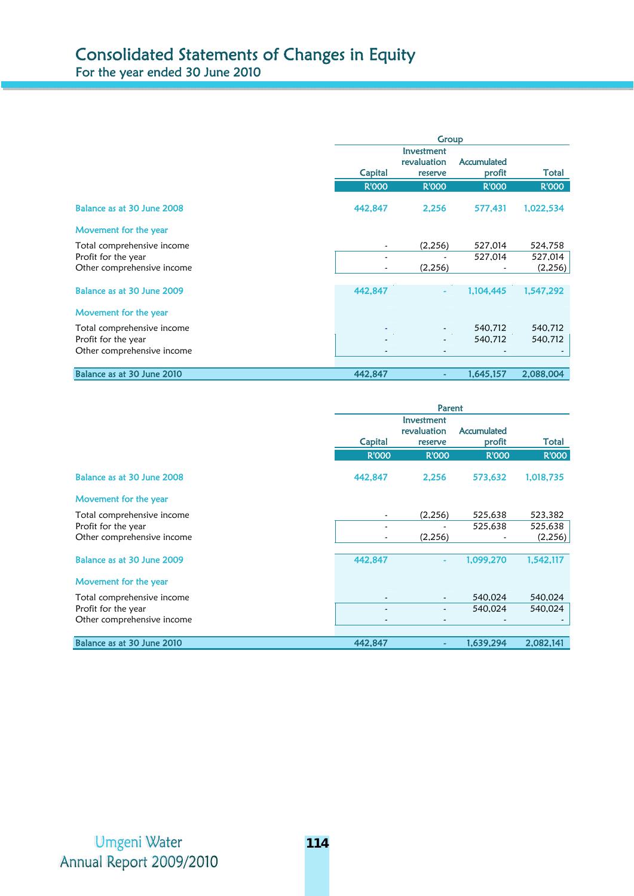# Consolidated Statements of Changes in Equity

## For the year ended 30 June 2010

| | Group | | | |
|---|---|---|---|---|
| | Capital | Investment revaluation reserve | Accumulated profit | Total |
| | R'000 | R'000 | R'000 | R'000 |
| **Balance as at 30 June 2008** | **442,847** | **2,256** | **577,431** | **1,022,534** |
| **Movement for the year** | | | | |
| Total comprehensive income | - | (2,256) | 527,014 | 524,758 |
| Profit for the year | - | - | 527,014 | 527,014 |
| Other comprehensive income | - | (2,256) | - | (2,256) |
| **Balance as at 30 June 2009** | **442,847** | **-** | **1,104,445** | **1,547,292** |
| **Movement for the year** | | | | |
| Total comprehensive income | - | - | 540,712 | 540,712 |
| Profit for the year | - | - | 540,712 | 540,712 |
| Other comprehensive income | - | - | - | - |
| **Balance as at 30 June 2010** | **442,847** | **-** | **1,645,157** | **2,088,004** |

| | Parent | | | |
|---|---|---|---|---|
| | Capital | Investment revaluation reserve | Accumulated profit | Total |
| | R'000 | R'000 | R'000 | R'000 |
| **Balance as at 30 June 2008** | **442,847** | **2,256** | **573,632** | **1,018,735** |
| **Movement for the year** | | | | |
| Total comprehensive income | - | (2,256) | 525,638 | 523,382 |
| Profit for the year | - | - | 525,638 | 525,638 |
| Other comprehensive income | - | (2,256) | - | (2,256) |
| **Balance as at 30 June 2009** | **442,847** | **-** | **1,099,270** | **1,542,117** |
| **Movement for the year** | | | | |
| Total comprehensive income | - | - | 540,024 | 540,024 |
| Profit for the year | - | - | 540,024 | 540,024 |
| Other comprehensive income | - | - | - | - |
| **Balance as at 30 June 2010** | **442,847** | **-** | **1,639,294** | **2,082,141** |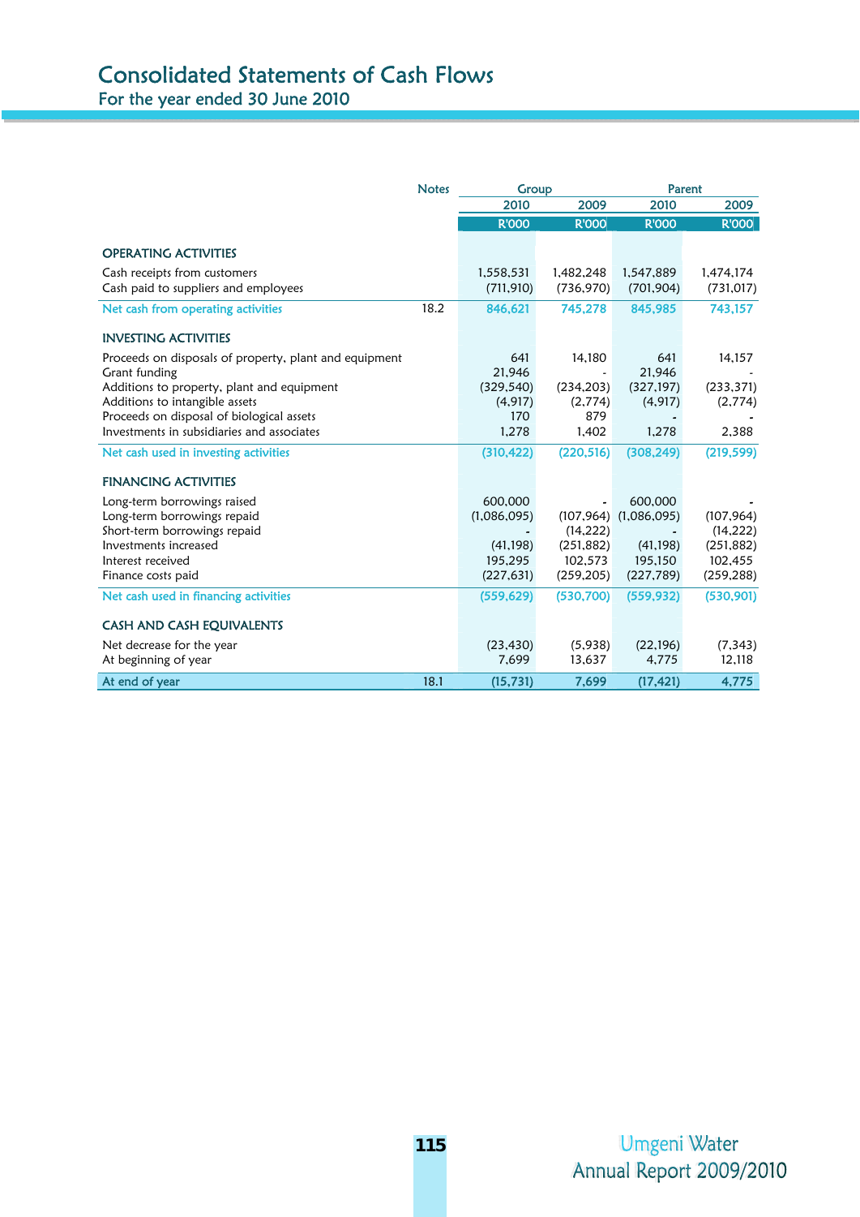# Consolidated Statements of Cash Flows

## For the year ended 30 June 2010

| | Notes | Group 2010 R'000 | Group 2009 R'000 | Parent 2010 R'000 | Parent 2009 R'000 |
|---|---|---|---|---|---|
| **OPERATING ACTIVITIES** | | | | | |
| Cash receipts from customers | | 1,558,531 | 1,482,248 | 1,547,889 | 1,474,174 |
| Cash paid to suppliers and employees | | (711,910) | (736,970) | (701,904) | (731,017) |
| Net cash from operating activities | 18.2 | 846,621 | 745,278 | 845,985 | 743,157 |
| **INVESTING ACTIVITIES** | | | | | |
| Proceeds on disposals of property, plant and equipment | | 641 | 14,180 | 641 | 14,157 |
| Grant funding | | 21,946 | - | 21,946 | - |
| Additions to property, plant and equipment | | (329,540) | (234,203) | (327,197) | (233,371) |
| Additions to intangible assets | | (4,917) | (2,774) | (4,917) | (2,774) |
| Proceeds on disposal of biological assets | | 170 | 879 | - | - |
| Investments in subsidiaries and associates | | 1,278 | 1,402 | 1,278 | 2,388 |
| Net cash used in investing activities | | (310,422) | (220,516) | (308,249) | (219,599) |
| **FINANCING ACTIVITIES** | | | | | |
| Long-term borrowings raised | | 600,000 | - | 600,000 | - |
| Long-term borrowings repaid | | (1,086,095) | (107,964) | (1,086,095) | (107,964) |
| Short-term borrowings repaid | | - | (14,222) | - | (14,222) |
| Investments increased | | (41,198) | (251,882) | (41,198) | (251,882) |
| Interest received | | 195,295 | 102,573 | 195,150 | 102,455 |
| Finance costs paid | | (227,631) | (259,205) | (227,789) | (259,288) |
| Net cash used in financing activities | | (559,629) | (530,700) | (559,932) | (530,901) |
| **CASH AND CASH EQUIVALENTS** | | | | | |
| Net decrease for the year | | (23,430) | (5,938) | (22,196) | (7,343) |
| At beginning of year | | 7,699 | 13,637 | 4,775 | 12,118 |
| At end of year | 18.1 | (15,731) | 7,699 | (17,421) | 4,775 |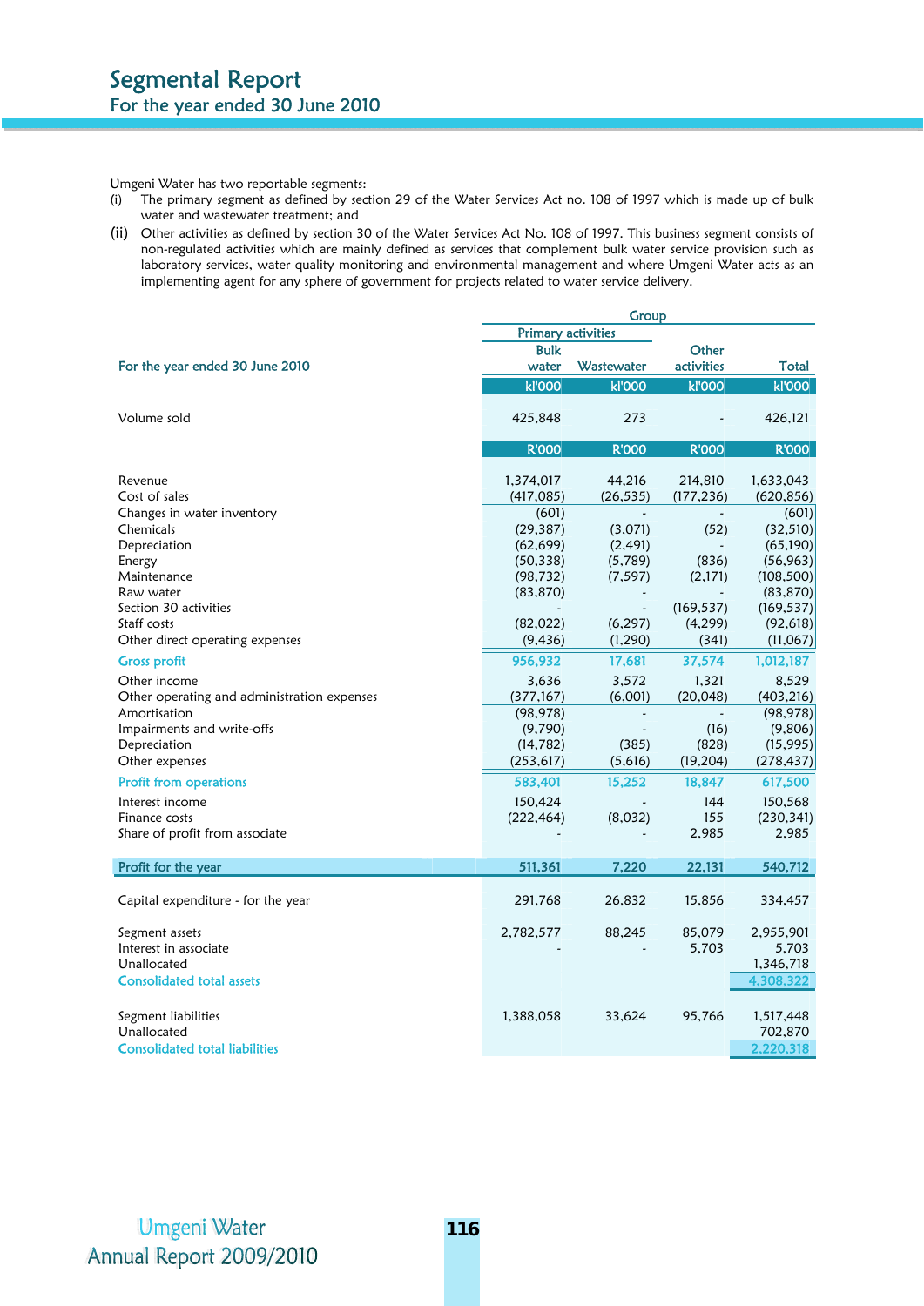# Segmental Report

## For the year ended 30 June 2010

Umgeni Water has two reportable segments:

(i) The primary segment as defined by section 29 of the Water Services Act no. 108 of 1997 which is made up of bulk water and wastewater treatment; and

(ii) Other activities as defined by section 30 of the Water Services Act No. 108 of 1997. This business segment consists of non-regulated activities which are mainly defined as services that complement bulk water service provision such as laboratory services, water quality monitoring and environmental management and where Umgeni Water acts as an implementing agent for any sphere of government for projects related to water service delivery.

| | Group | | | |
|---|---|---|---|---|
| | Primary activities | | | |
| For the year ended 30 June 2010 | Bulk water | Wastewater | Other activities | Total |
| | kl'000 | kl'000 | kl'000 | kl'000 |
| Volume sold | 425,848 | 273 | - | 426,121 |
| | R'000 | R'000 | R'000 | R'000 |
| Revenue | 1,374,017 | 44,216 | 214,810 | 1,633,043 |
| Cost of sales | (417,085) | (26,535) | (177,236) | (620,856) |
| Changes in water inventory | (601) | - | - | (601) |
| Chemicals | (29,387) | (3,071) | (52) | (32,510) |
| Depreciation | (62,699) | (2,491) | - | (65,190) |
| Energy | (50,338) | (5,789) | (836) | (56,963) |
| Maintenance | (98,732) | (7,597) | (2,171) | (108,500) |
| Raw water | (83,870) | - | - | (83,870) |
| Section 30 activities | - | - | (169,537) | (169,537) |
| Staff costs | (82,022) | (6,297) | (4,299) | (92,618) |
| Other direct operating expenses | (9,436) | (1,290) | (341) | (11,067) |
| **Gross profit** | **956,932** | **17,681** | **37,574** | **1,012,187** |
| Other income | 3,636 | 3,572 | 1,321 | 8,529 |
| Other operating and administration expenses | (377,167) | (6,001) | (20,048) | (403,216) |
| Amortisation | (98,978) | - | - | (98,978) |
| Impairments and write-offs | (9,790) | - | (16) | (9,806) |
| Depreciation | (14,782) | (385) | (828) | (15,995) |
| Other expenses | (253,617) | (5,616) | (19,204) | (278,437) |
| **Profit from operations** | **583,401** | **15,252** | **18,847** | **617,500** |
| Interest income | 150,424 | - | 144 | 150,568 |
| Finance costs | (222,464) | (8,032) | 155 | (230,341) |
| Share of profit from associate | - | - | 2,985 | 2,985 |
| **Profit for the year** | **511,361** | **7,220** | **22,131** | **540,712** |
| Capital expenditure - for the year | 291,768 | 26,832 | 15,856 | 334,457 |
| Segment assets | 2,782,577 | 88,245 | 85,079 | 2,955,901 |
| Interest in associate | - | - | 5,703 | 5,703 |
| Unallocated | | | | 1,346,718 |
| **Consolidated total assets** | | | | **4,308,322** |
| Segment liabilities | 1,388,058 | 33,624 | 95,766 | 1,517,448 |
| Unallocated | | | | 702,870 |
| **Consolidated total liabilities** | | | | **2,220,318** |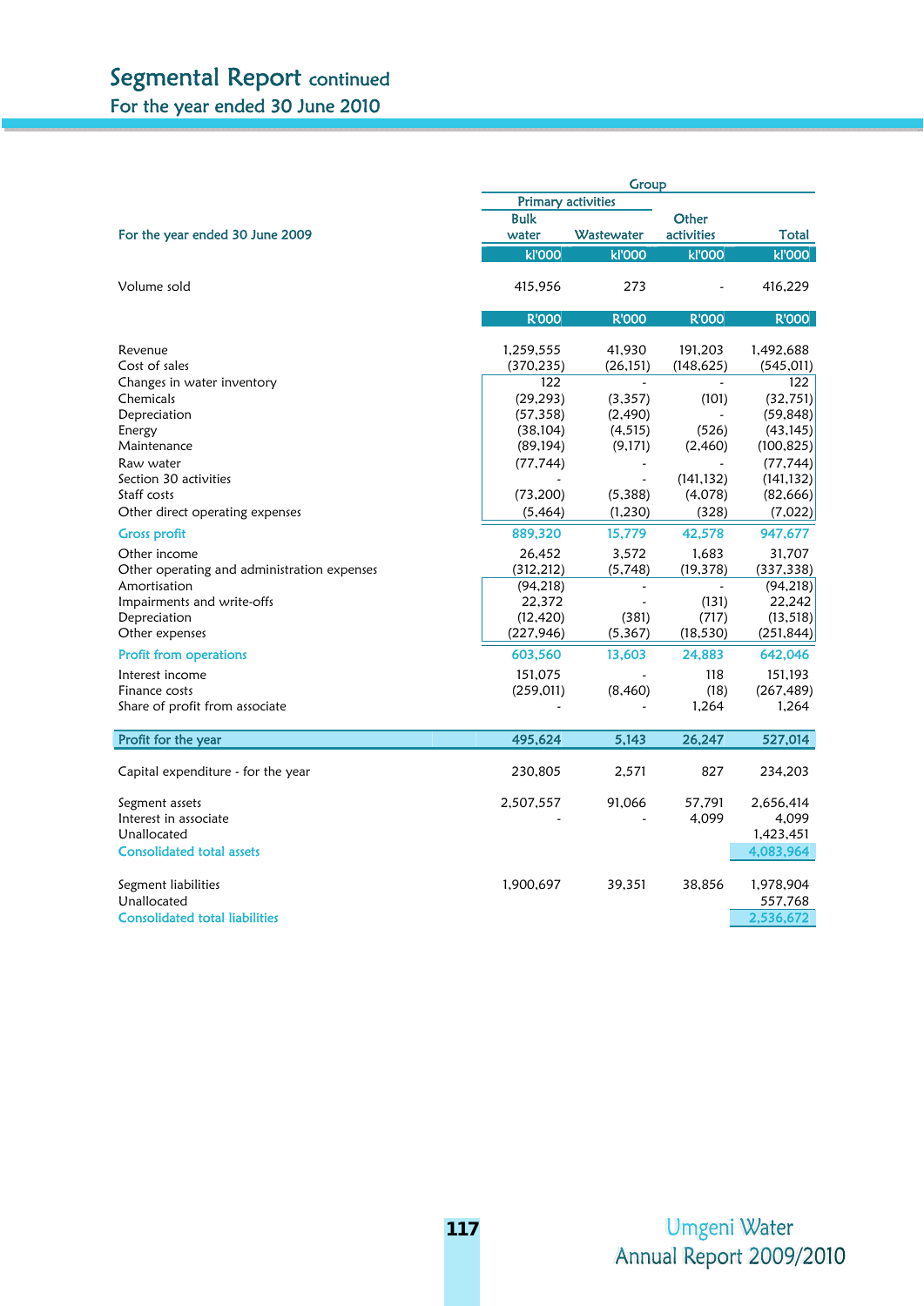# Segmental Report continued
## For the year ended 30 June 2010

| | Group | | | |
|---|---|---|---|---|
| | Primary activities | | | |
| For the year ended 30 June 2009 | Bulk water | Wastewater | Other activities | Total |
| | kl'000 | kl'000 | kl'000 | kl'000 |
| Volume sold | 415,956 | 273 | - | 416,229 |
| | R'000 | R'000 | R'000 | R'000 |
| Revenue | 1,259,555 | 41,930 | 191,203 | 1,492,688 |
| Cost of sales | (370,235) | (26,151) | (148,625) | (545,011) |
| Changes in water inventory | 122 | - | - | 122 |
| Chemicals | (29,293) | (3,357) | (101) | (32,751) |
| Depreciation | (57,358) | (2,490) | - | (59,848) |
| Energy | (38,104) | (4,515) | (526) | (43,145) |
| Maintenance | (89,194) | (9,171) | (2,460) | (100,825) |
| Raw water | (77,744) | - | - | (77,744) |
| Section 30 activities | - | - | (141,132) | (141,132) |
| Staff costs | (73,200) | (5,388) | (4,078) | (82,666) |
| Other direct operating expenses | (5,464) | (1,230) | (328) | (7,022) |
| Gross profit | 889,320 | 15,779 | 42,578 | 947,677 |
| Other income | 26,452 | 3,572 | 1,683 | 31,707 |
| Other operating and administration expenses | (312,212) | (5,748) | (19,378) | (337,338) |
| Amortisation | (94,218) | - | - | (94,218) |
| Impairments and write-offs | 22,372 | - | (131) | 22,242 |
| Depreciation | (12,420) | (381) | (717) | (13,518) |
| Other expenses | (227,946) | (5,367) | (18,530) | (251,844) |
| Profit from operations | 603,560 | 13,603 | 24,883 | 642,046 |
| Interest income | 151,075 | - | 118 | 151,193 |
| Finance costs | (259,011) | (8,460) | (18) | (267,489) |
| Share of profit from associate | - | - | 1,264 | 1,264 |
| Profit for the year | 495,624 | 5,143 | 26,247 | 527,014 |
| Capital expenditure - for the year | 230,805 | 2,571 | 827 | 234,203 |
| Segment assets | 2,507,557 | 91,066 | 57,791 | 2,656,414 |
| Interest in associate | - | - | 4,099 | 4,099 |
| Unallocated | | | | 1,423,451 |
| Consolidated total assets | | | | 4,083,964 |
| Segment liabilities | 1,900,697 | 39,351 | 38,856 | 1,978,904 |
| Unallocated | | | | 557,768 |
| Consolidated total liabilities | | | | 2,536,672 |